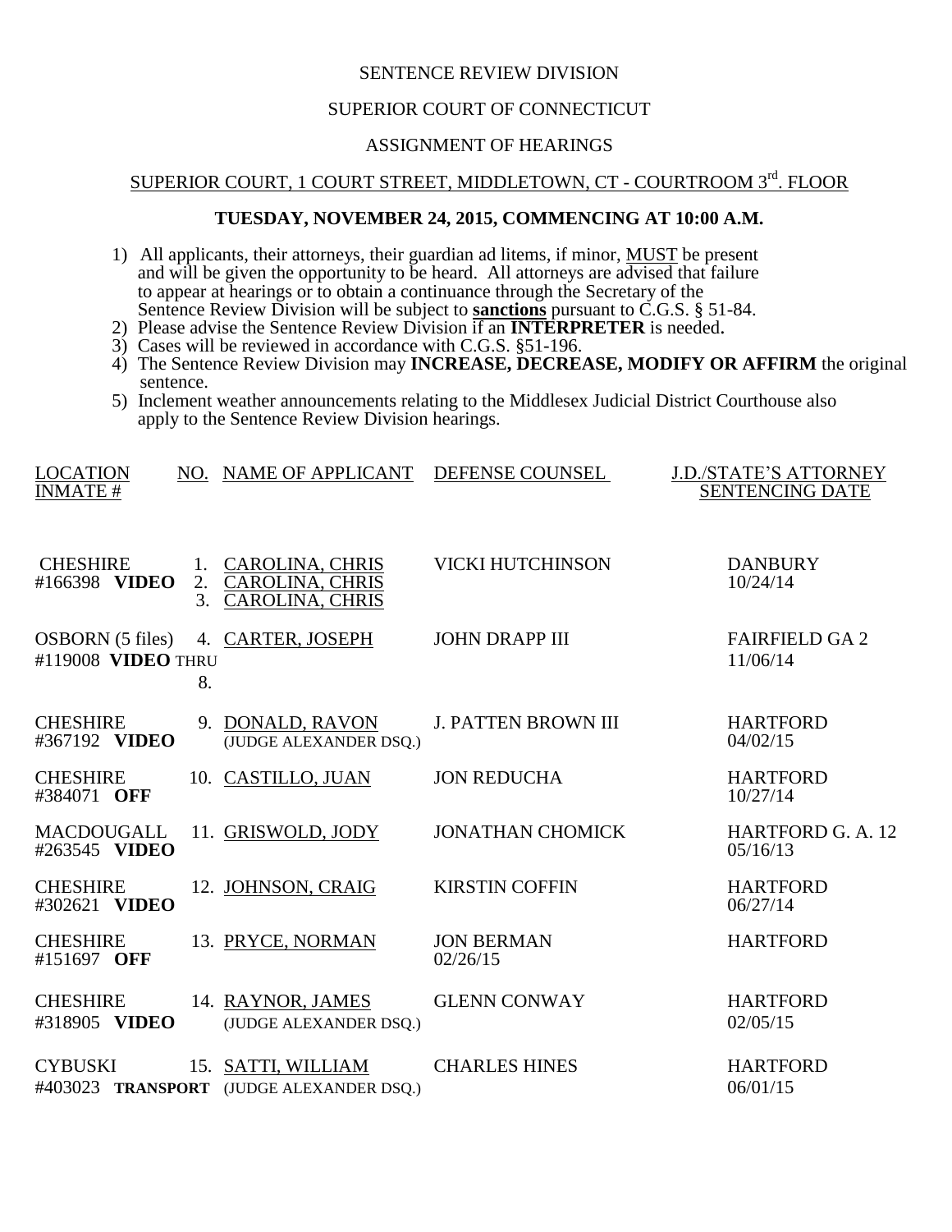SENTENCE REVIEW DIVISION

SUPERIOR COURT OF CONNECTICUT

ASSIGNMENT OF HEARINGS

SUPERIOR COURT, 1 COURT STREET, MIDDLETOWN, CT - COURTROOM 3rd. FLOOR

**TUESDAY, NOVEMBER 24, 2015, COMMENCING AT 10:00 A.M.**

1) All applicants, their attorneys, their guardian ad litems, if minor, MUST be present and will be given the opportunity to be heard. All attorneys are advised that failure to appear at hearings or to obtain a continuance through the Secretary of the Sentence Review Division will be subject to **sanctions** pursuant to C.G.S. § 51-84.
2) Please advise the Sentence Review Division if an **INTERPRETER** is needed.
3) Cases will be reviewed in accordance with C.G.S. §51-196.
4) The Sentence Review Division may **INCREASE, DECREASE, MODIFY OR AFFIRM** the original sentence.
5) Inclement weather announcements relating to the Middlesex Judicial District Courthouse also apply to the Sentence Review Division hearings.

| LOCATION INMATE # | NO. | NAME OF APPLICANT | DEFENSE COUNSEL | J.D./STATE'S ATTORNEY SENTENCING DATE |
|---|---|---|---|---|
| CHESHIRE #166398 **VIDEO** | 1. 2. 3. | CAROLINA, CHRIS CAROLINA, CHRIS CAROLINA, CHRIS | VICKI HUTCHINSON | DANBURY 10/24/14 |
| OSBORN (5 files) #119008 **VIDEO** | 4. THRU 8. | CARTER, JOSEPH | JOHN DRAPP III | FAIRFIELD GA 2 11/06/14 |
| CHESHIRE #367192 **VIDEO** | 9. | DONALD, RAVON (JUDGE ALEXANDER DSQ.) | J. PATTEN BROWN III | HARTFORD 04/02/15 |
| CHESHIRE #384071 **OFF** | 10. | CASTILLO, JUAN | JON REDUCHA | HARTFORD 10/27/14 |
| MACDOUGALL #263545 **VIDEO** | 11. | GRISWOLD, JODY | JONATHAN CHOMICK | HARTFORD G. A. 12 05/16/13 |
| CHESHIRE #302621 **VIDEO** | 12. | JOHNSON, CRAIG | KIRSTIN COFFIN | HARTFORD 06/27/14 |
| CHESHIRE #151697 **OFF** | 13. | PRYCE, NORMAN | JON BERMAN 02/26/15 | HARTFORD |
| CHESHIRE #318905 **VIDEO** | 14. | RAYNOR, JAMES (JUDGE ALEXANDER DSQ.) | GLENN CONWAY | HARTFORD 02/05/15 |
| CYBUSKI #403023 **TRANSPORT** | 15. | SATTI, WILLIAM (JUDGE ALEXANDER DSQ.) | CHARLES HINES | HARTFORD 06/01/15 |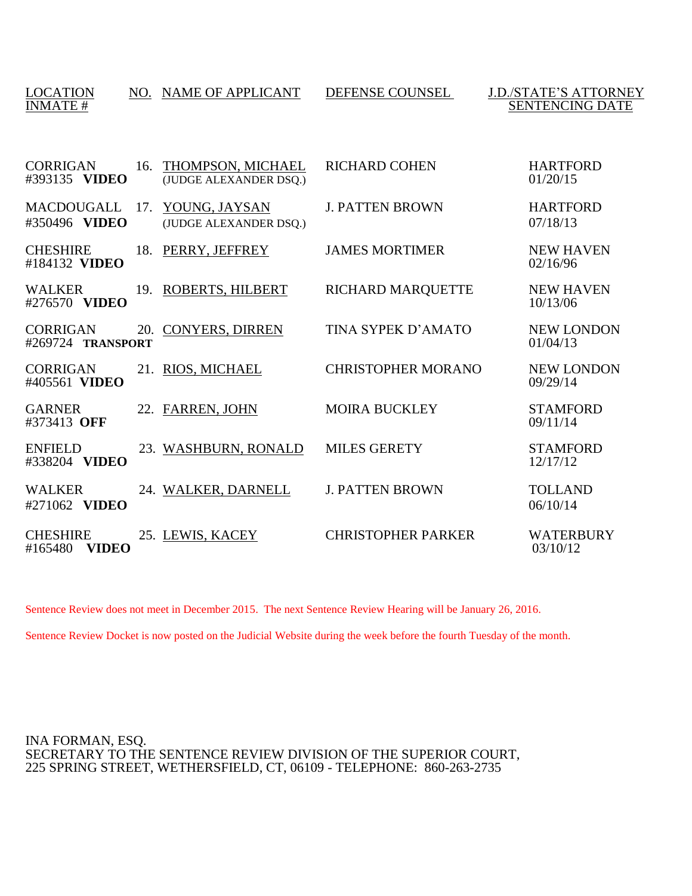| LOCATION<br>INMATE # | NO. | NAME OF APPLICANT | DEFENSE COUNSEL | J.D./STATE'S ATTORNEY<br>SENTENCING DATE |
|---|---|---|---|---|
| CORRIGAN<br>#393135 **VIDEO** | 16. | THOMPSON, MICHAEL<br>(JUDGE ALEXANDER DSQ.) | RICHARD COHEN | HARTFORD<br>01/20/15 |
| MACDOUGALL<br>#350496 **VIDEO** | 17. | YOUNG, JAYSAN<br>(JUDGE ALEXANDER DSQ.) | J. PATTEN BROWN | HARTFORD<br>07/18/13 |
| CHESHIRE<br>#184132 **VIDEO** | 18. | PERRY, JEFFREY | JAMES MORTIMER | NEW HAVEN<br>02/16/96 |
| WALKER<br>#276570 **VIDEO** | 19. | ROBERTS, HILBERT | RICHARD MARQUETTE | NEW HAVEN<br>10/13/06 |
| CORRIGAN<br>#269724 **TRANSPORT** | 20. | CONYERS, DIRREN | TINA SYPEK D'AMATO | NEW LONDON<br>01/04/13 |
| CORRIGAN<br>#405561 **VIDEO** | 21. | RIOS, MICHAEL | CHRISTOPHER MORANO | NEW LONDON<br>09/29/14 |
| GARNER<br>#373413 **OFF** | 22. | FARREN, JOHN | MOIRA BUCKLEY | STAMFORD<br>09/11/14 |
| ENFIELD<br>#338204 **VIDEO** | 23. | WASHBURN, RONALD | MILES GERETY | STAMFORD<br>12/17/12 |
| WALKER<br>#271062 **VIDEO** | 24. | WALKER, DARNELL | J. PATTEN BROWN | TOLLAND<br>06/10/14 |
| CHESHIRE<br>#165480 **VIDEO** | 25. | LEWIS, KACEY | CHRISTOPHER PARKER | WATERBURY<br>03/10/12 |

Sentence Review does not meet in December 2015. The next Sentence Review Hearing will be January 26, 2016.

Sentence Review Docket is now posted on the Judicial Website during the week before the fourth Tuesday of the month.

INA FORMAN, ESQ.
SECRETARY TO THE SENTENCE REVIEW DIVISION OF THE SUPERIOR COURT,
225 SPRING STREET, WETHERSFIELD, CT, 06109 - TELEPHONE: 860-263-2735